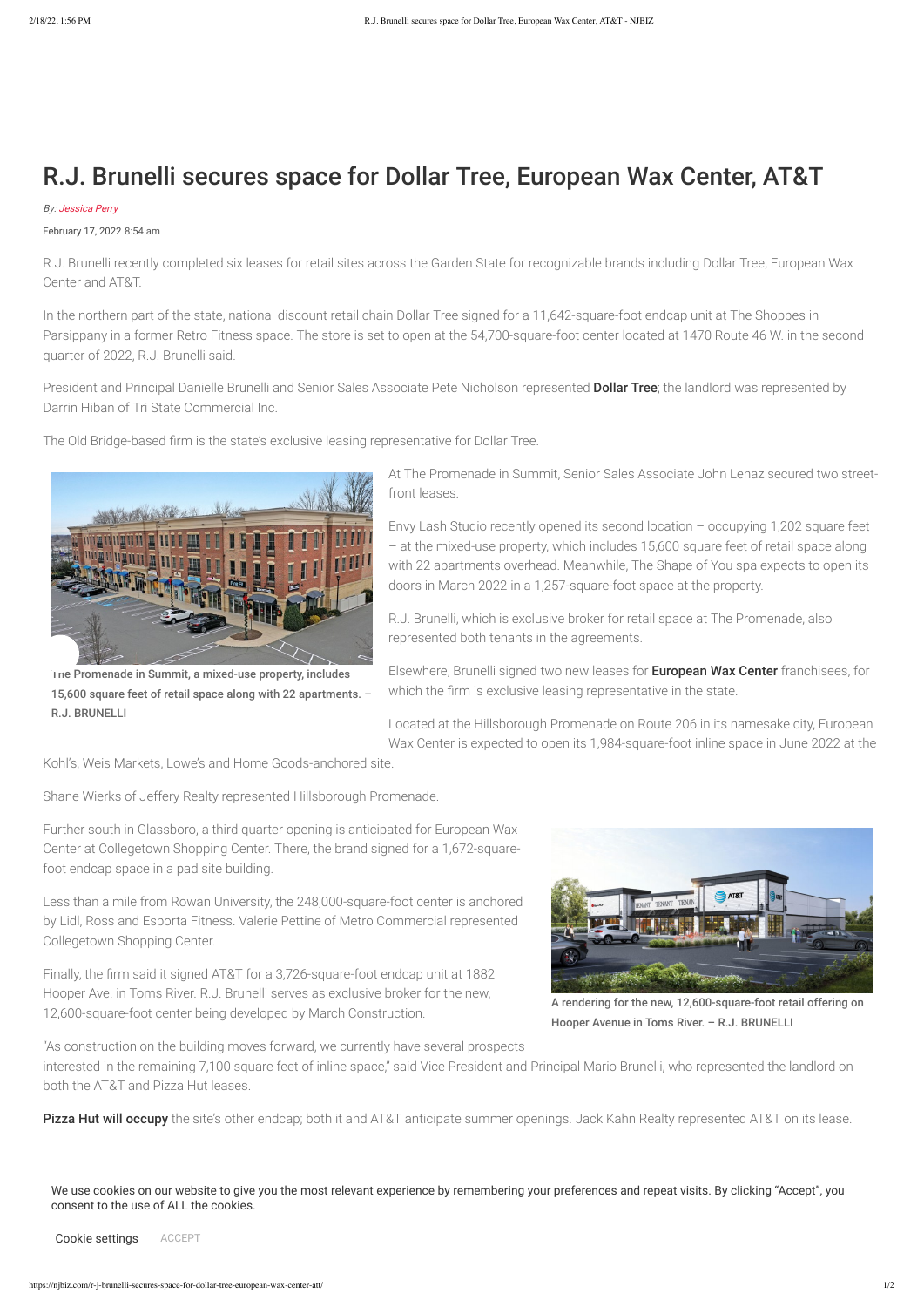# R.J. Brunelli secures space for Dollar Tree, European Wax Center, AT&T

*By: Jessica Perry*

February 17, 2022 8:54 am

R.J. Brunelli recently completed six leases for retail sites across the Garden State for recognizable brands including Dollar Tree, European Wax Center and AT&T.

In the northern part of the state, national discount retail chain Dollar Tree signed for a 11,642-square-foot endcap unit at The Shoppes in Parsippany in a former Retro Fitness space. The store is set to open at the 54,700-square-foot center located at 1470 Route 46 W. in the second quarter of 2022, R.J. Brunelli said.

President and Principal Danielle Brunelli and Senior Sales Associate Pete Nicholson represented **Dollar Tree**; the landlord was represented by Darrin Hiban of Tri State Commercial Inc.

The Old Bridge-based firm is the state's exclusive leasing representative for Dollar Tree.

The Promenade in Summit, a mixed-use property, includes 15,600 square feet of retail space along with 22 apartments. – R.J. BRUNELLI

At The Promenade in Summit, Senior Sales Associate John Lenaz secured two street-front leases.

Envy Lash Studio recently opened its second location – occupying 1,202 square feet – at the mixed-use property, which includes 15,600 square feet of retail space along with 22 apartments overhead. Meanwhile, The Shape of You spa expects to open its doors in March 2022 in a 1,257-square-foot space at the property.

R.J. Brunelli, which is exclusive broker for retail space at The Promenade, also represented both tenants in the agreements.

Elsewhere, Brunelli signed two new leases for **European Wax Center** franchisees, for which the firm is exclusive leasing representative in the state.

Located at the Hillsborough Promenade on Route 206 in its namesake city, European Wax Center is expected to open its 1,984-square-foot inline space in June 2022 at the Kohl's, Weis Markets, Lowe's and Home Goods-anchored site.

Shane Wierks of Jeffery Realty represented Hillsborough Promenade.

Further south in Glassboro, a third quarter opening is anticipated for European Wax Center at Collegetown Shopping Center. There, the brand signed for a 1,672-square-foot endcap space in a pad site building.

Less than a mile from Rowan University, the 248,000-square-foot center is anchored by Lidl, Ross and Esporta Fitness. Valerie Pettine of Metro Commercial represented Collegetown Shopping Center.

Finally, the firm said it signed AT&T for a 3,726-square-foot endcap unit at 1882 Hooper Ave. in Toms River. R.J. Brunelli serves as exclusive broker for the new, 12,600-square-foot center being developed by March Construction.

A rendering for the new, 12,600-square-foot retail offering on Hooper Avenue in Toms River. – R.J. BRUNELLI

"As construction on the building moves forward, we currently have several prospects interested in the remaining 7,100 square feet of inline space," said Vice President and Principal Mario Brunelli, who represented the landlord on both the AT&T and Pizza Hut leases.

**Pizza Hut will occupy** the site's other endcap; both it and AT&T anticipate summer openings. Jack Kahn Realty represented AT&T on its lease.

We use cookies on our website to give you the most relevant experience by remembering your preferences and repeat visits. By clicking "Accept", you consent to the use of ALL the cookies.

Cookie settings ACCEPT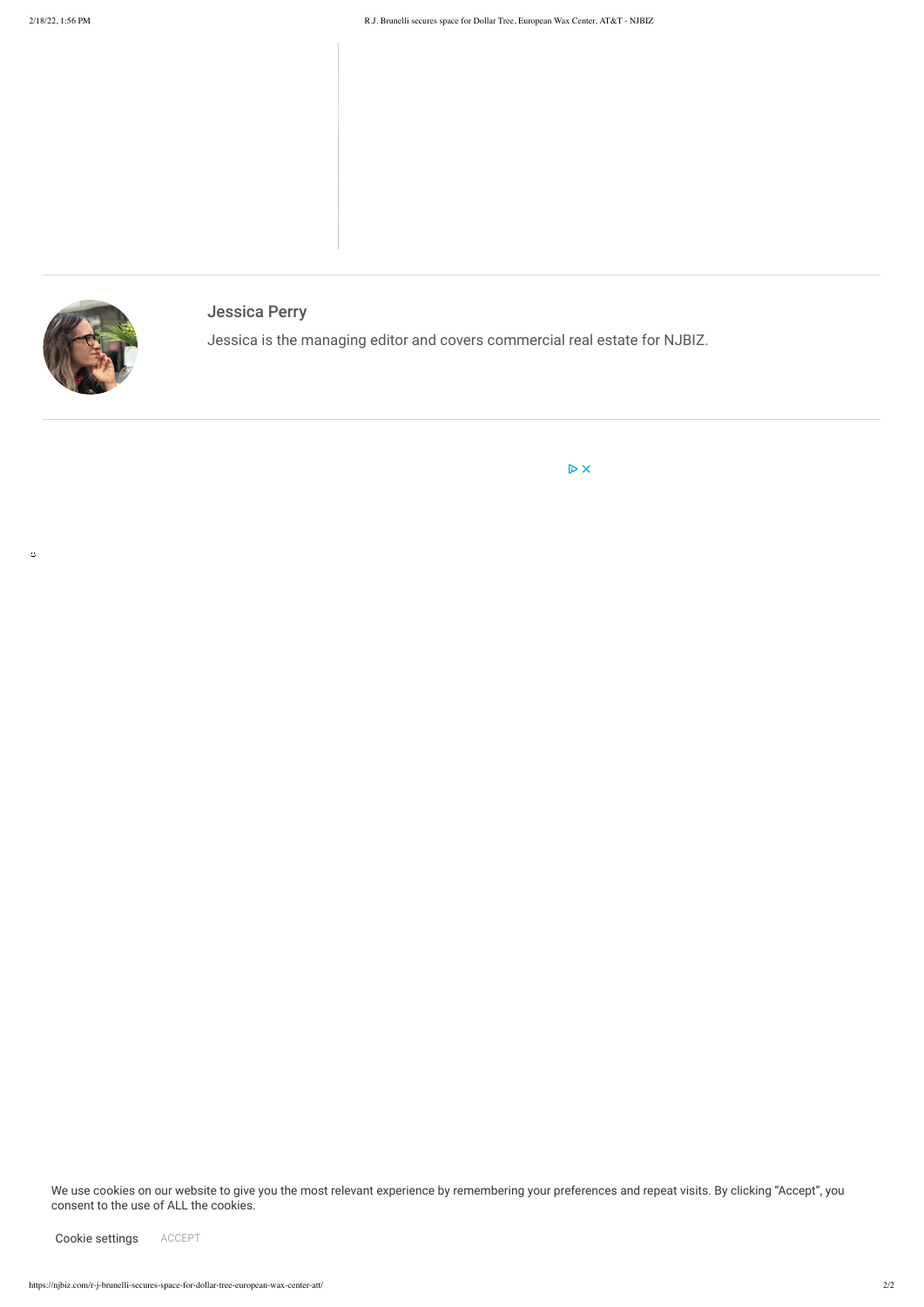### Jessica Perry

Jessica is the managing editor and covers commercial real estate for NJBIZ.

We use cookies on our website to give you the most relevant experience by remembering your preferences and repeat visits. By clicking "Accept", you consent to the use of ALL the cookies.

Cookie settings ACCEPT